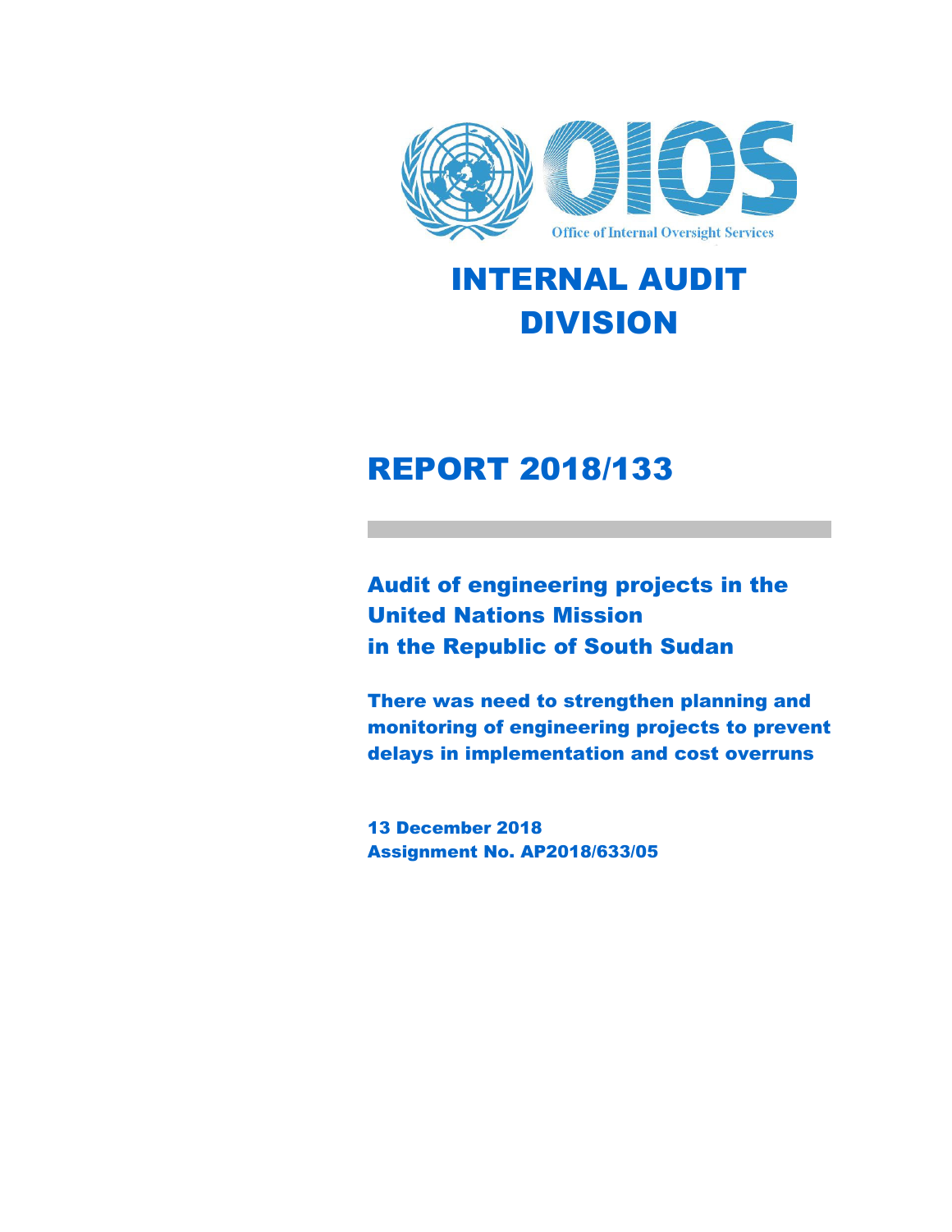Office of Internal Oversight Services

# INTERNAL AUDIT DIVISION

# REPORT 2018/133

## Audit of engineering projects in the United Nations Mission in the Republic of South Sudan

**There was need to strengthen planning and monitoring of engineering projects to prevent delays in implementation and cost overruns**

**13 December 2018**
**Assignment No. AP2018/633/05**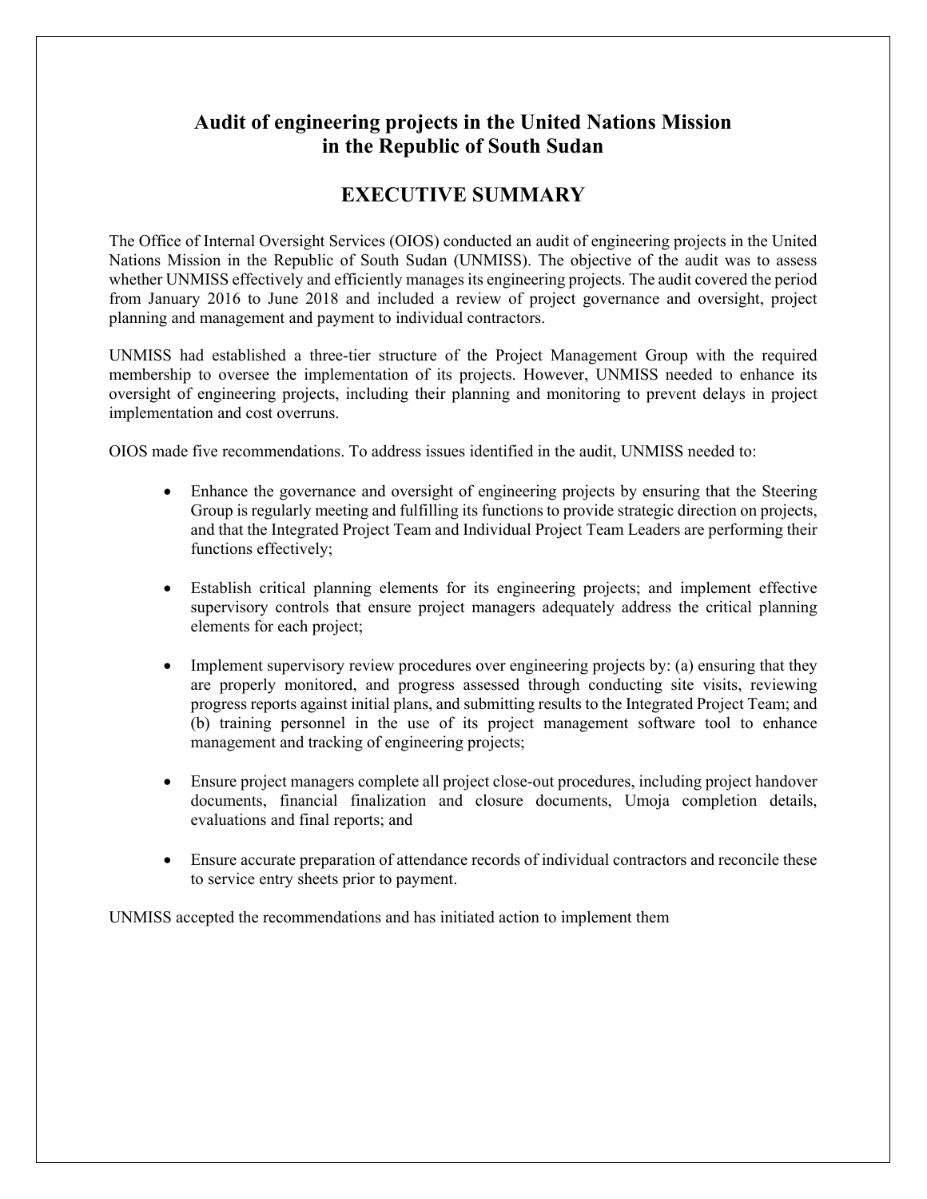# Audit of engineering projects in the United Nations Mission in the Republic of South Sudan

## EXECUTIVE SUMMARY

The Office of Internal Oversight Services (OIOS) conducted an audit of engineering projects in the United Nations Mission in the Republic of South Sudan (UNMISS). The objective of the audit was to assess whether UNMISS effectively and efficiently manages its engineering projects. The audit covered the period from January 2016 to June 2018 and included a review of project governance and oversight, project planning and management and payment to individual contractors.

UNMISS had established a three-tier structure of the Project Management Group with the required membership to oversee the implementation of its projects. However, UNMISS needed to enhance its oversight of engineering projects, including their planning and monitoring to prevent delays in project implementation and cost overruns.

OIOS made five recommendations. To address issues identified in the audit, UNMISS needed to:

- Enhance the governance and oversight of engineering projects by ensuring that the Steering Group is regularly meeting and fulfilling its functions to provide strategic direction on projects, and that the Integrated Project Team and Individual Project Team Leaders are performing their functions effectively;

- Establish critical planning elements for its engineering projects; and implement effective supervisory controls that ensure project managers adequately address the critical planning elements for each project;

- Implement supervisory review procedures over engineering projects by: (a) ensuring that they are properly monitored, and progress assessed through conducting site visits, reviewing progress reports against initial plans, and submitting results to the Integrated Project Team; and (b) training personnel in the use of its project management software tool to enhance management and tracking of engineering projects;

- Ensure project managers complete all project close-out procedures, including project handover documents, financial finalization and closure documents, Umoja completion details, evaluations and final reports; and

- Ensure accurate preparation of attendance records of individual contractors and reconcile these to service entry sheets prior to payment.

UNMISS accepted the recommendations and has initiated action to implement them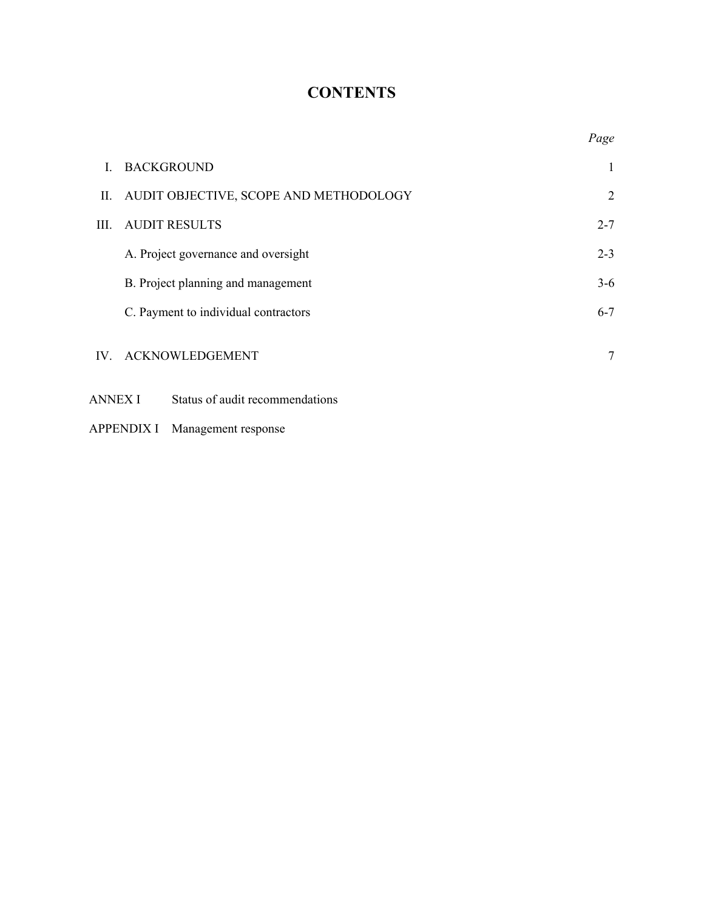# CONTENTS

| | | *Page* |
|---|---|---|
| I. | BACKGROUND | 1 |
| II. | AUDIT OBJECTIVE, SCOPE AND METHODOLOGY | 2 |
| III. | AUDIT RESULTS | 2-7 |
| | A. Project governance and oversight | 2-3 |
| | B. Project planning and management | 3-6 |
| | C. Payment to individual contractors | 6-7 |
| IV. | ACKNOWLEDGEMENT | 7 |

ANNEX I Status of audit recommendations

APPENDIX I Management response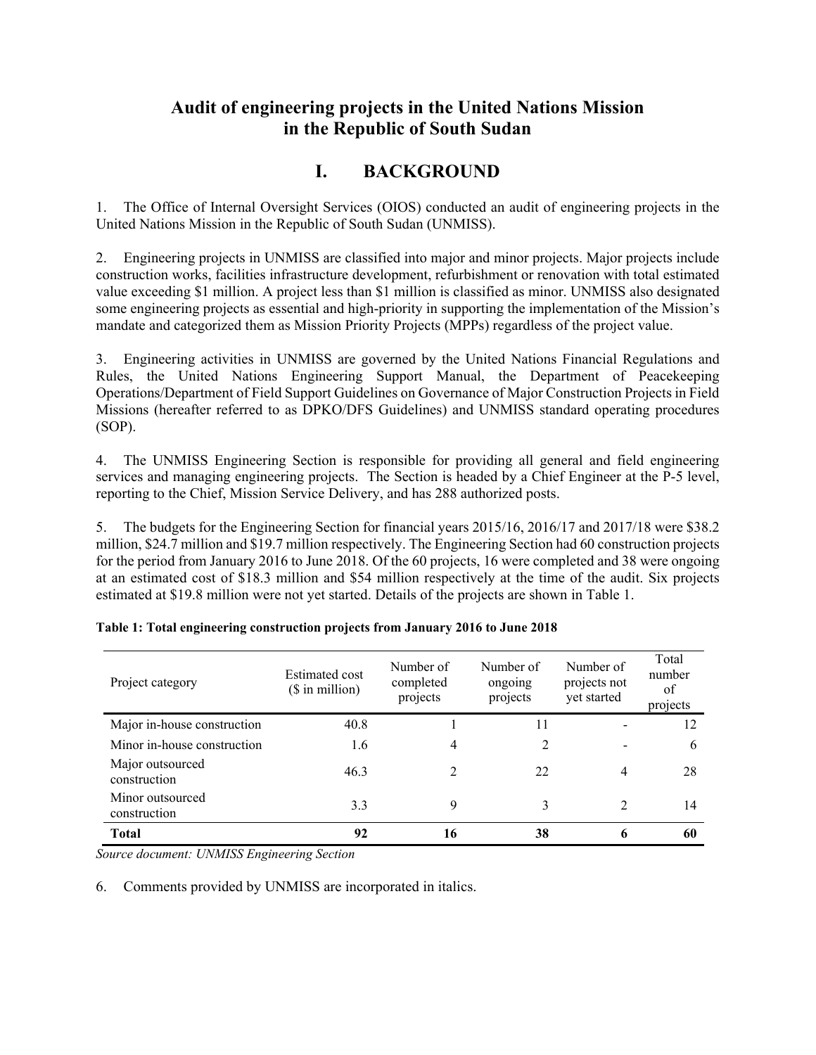# Audit of engineering projects in the United Nations Mission in the Republic of South Sudan

## I. BACKGROUND

1. The Office of Internal Oversight Services (OIOS) conducted an audit of engineering projects in the United Nations Mission in the Republic of South Sudan (UNMISS).

2. Engineering projects in UNMISS are classified into major and minor projects. Major projects include construction works, facilities infrastructure development, refurbishment or renovation with total estimated value exceeding $1 million. A project less than $1 million is classified as minor. UNMISS also designated some engineering projects as essential and high-priority in supporting the implementation of the Mission's mandate and categorized them as Mission Priority Projects (MPPs) regardless of the project value.

3. Engineering activities in UNMISS are governed by the United Nations Financial Regulations and Rules, the United Nations Engineering Support Manual, the Department of Peacekeeping Operations/Department of Field Support Guidelines on Governance of Major Construction Projects in Field Missions (hereafter referred to as DPKO/DFS Guidelines) and UNMISS standard operating procedures (SOP).

4. The UNMISS Engineering Section is responsible for providing all general and field engineering services and managing engineering projects. The Section is headed by a Chief Engineer at the P-5 level, reporting to the Chief, Mission Service Delivery, and has 288 authorized posts.

5. The budgets for the Engineering Section for financial years 2015/16, 2016/17 and 2017/18 were $38.2 million, $24.7 million and $19.7 million respectively. The Engineering Section had 60 construction projects for the period from January 2016 to June 2018. Of the 60 projects, 16 were completed and 38 were ongoing at an estimated cost of $18.3 million and $54 million respectively at the time of the audit. Six projects estimated at $19.8 million were not yet started. Details of the projects are shown in Table 1.

**Table 1: Total engineering construction projects from January 2016 to June 2018**

| Project category | Estimated cost ($ in million) | Number of completed projects | Number of ongoing projects | Number of projects not yet started | Total number of projects |
|---|---|---|---|---|---|
| Major in-house construction | 40.8 | 1 | 11 | - | 12 |
| Minor in-house construction | 1.6 | 4 | 2 | - | 6 |
| Major outsourced construction | 46.3 | 2 | 22 | 4 | 28 |
| Minor outsourced construction | 3.3 | 9 | 3 | 2 | 14 |
| **Total** | **92** | **16** | **38** | **6** | **60** |

*Source document: UNMISS Engineering Section*

6. Comments provided by UNMISS are incorporated in italics.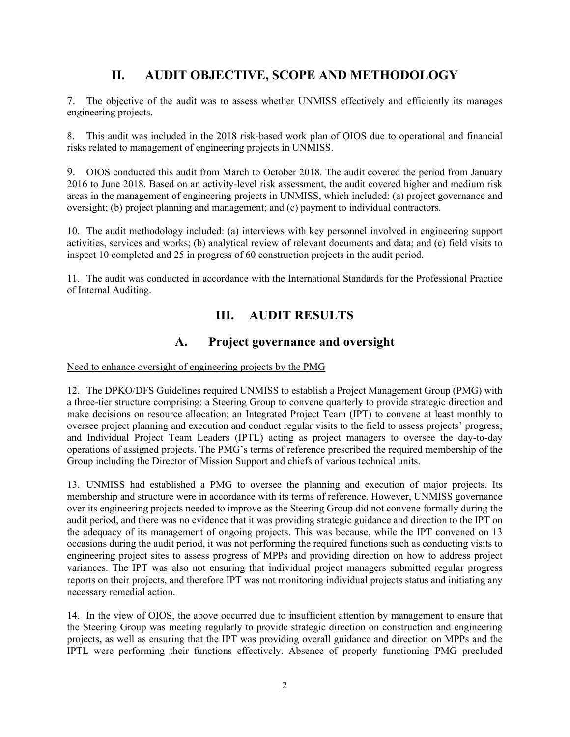## II. AUDIT OBJECTIVE, SCOPE AND METHODOLOGY

7. The objective of the audit was to assess whether UNMISS effectively and efficiently its manages engineering projects.

8. This audit was included in the 2018 risk-based work plan of OIOS due to operational and financial risks related to management of engineering projects in UNMISS.

9. OIOS conducted this audit from March to October 2018. The audit covered the period from January 2016 to June 2018. Based on an activity-level risk assessment, the audit covered higher and medium risk areas in the management of engineering projects in UNMISS, which included: (a) project governance and oversight; (b) project planning and management; and (c) payment to individual contractors.

10. The audit methodology included: (a) interviews with key personnel involved in engineering support activities, services and works; (b) analytical review of relevant documents and data; and (c) field visits to inspect 10 completed and 25 in progress of 60 construction projects in the audit period.

11. The audit was conducted in accordance with the International Standards for the Professional Practice of Internal Auditing.

## III. AUDIT RESULTS

### A. Project governance and oversight

Need to enhance oversight of engineering projects by the PMG

12. The DPKO/DFS Guidelines required UNMISS to establish a Project Management Group (PMG) with a three-tier structure comprising: a Steering Group to convene quarterly to provide strategic direction and make decisions on resource allocation; an Integrated Project Team (IPT) to convene at least monthly to oversee project planning and execution and conduct regular visits to the field to assess projects' progress; and Individual Project Team Leaders (IPTL) acting as project managers to oversee the day-to-day operations of assigned projects. The PMG's terms of reference prescribed the required membership of the Group including the Director of Mission Support and chiefs of various technical units.

13. UNMISS had established a PMG to oversee the planning and execution of major projects. Its membership and structure were in accordance with its terms of reference. However, UNMISS governance over its engineering projects needed to improve as the Steering Group did not convene formally during the audit period, and there was no evidence that it was providing strategic guidance and direction to the IPT on the adequacy of its management of ongoing projects. This was because, while the IPT convened on 13 occasions during the audit period, it was not performing the required functions such as conducting visits to engineering project sites to assess progress of MPPs and providing direction on how to address project variances. The IPT was also not ensuring that individual project managers submitted regular progress reports on their projects, and therefore IPT was not monitoring individual projects status and initiating any necessary remedial action.

14. In the view of OIOS, the above occurred due to insufficient attention by management to ensure that the Steering Group was meeting regularly to provide strategic direction on construction and engineering projects, as well as ensuring that the IPT was providing overall guidance and direction on MPPs and the IPTL were performing their functions effectively. Absence of properly functioning PMG precluded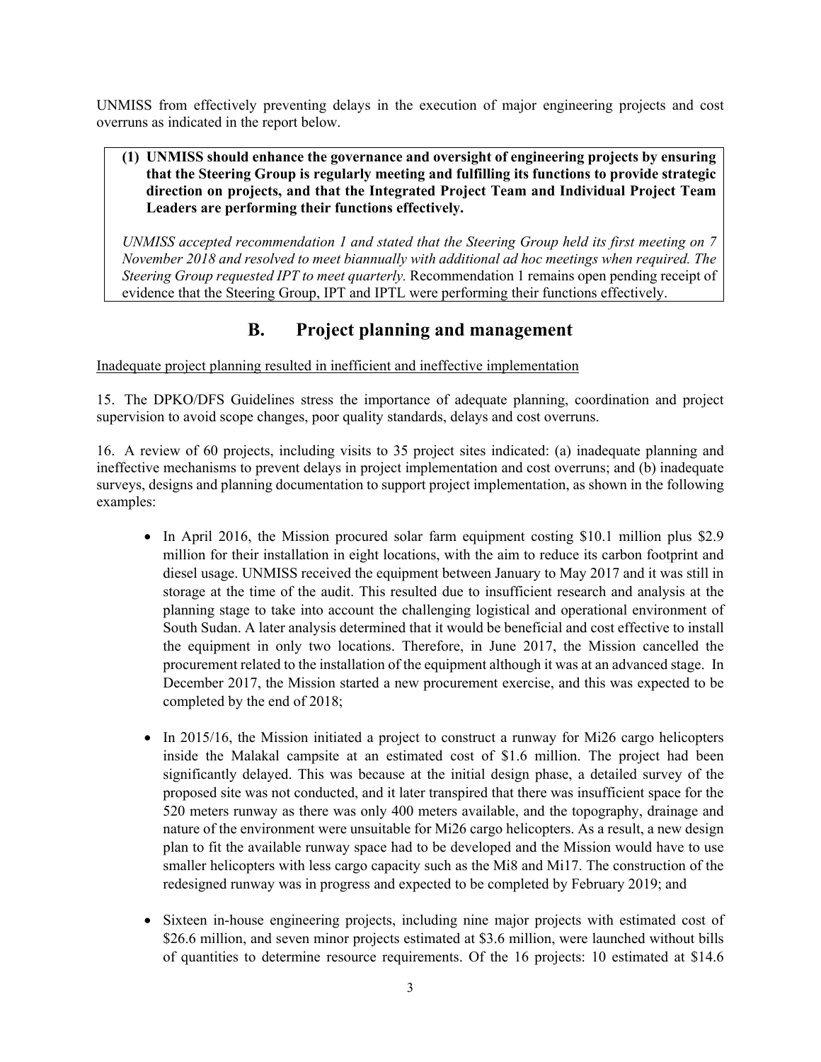UNMISS from effectively preventing delays in the execution of major engineering projects and cost overruns as indicated in the report below.

> **(1) UNMISS should enhance the governance and oversight of engineering projects by ensuring that the Steering Group is regularly meeting and fulfilling its functions to provide strategic direction on projects, and that the Integrated Project Team and Individual Project Team Leaders are performing their functions effectively.**
>
> *UNMISS accepted recommendation 1 and stated that the Steering Group held its first meeting on 7 November 2018 and resolved to meet biannually with additional ad hoc meetings when required. The Steering Group requested IPT to meet quarterly.* Recommendation 1 remains open pending receipt of evidence that the Steering Group, IPT and IPTL were performing their functions effectively.

## B. Project planning and management

Inadequate project planning resulted in inefficient and ineffective implementation

15. The DPKO/DFS Guidelines stress the importance of adequate planning, coordination and project supervision to avoid scope changes, poor quality standards, delays and cost overruns.

16. A review of 60 projects, including visits to 35 project sites indicated: (a) inadequate planning and ineffective mechanisms to prevent delays in project implementation and cost overruns; and (b) inadequate surveys, designs and planning documentation to support project implementation, as shown in the following examples:

- In April 2016, the Mission procured solar farm equipment costing $10.1 million plus $2.9 million for their installation in eight locations, with the aim to reduce its carbon footprint and diesel usage. UNMISS received the equipment between January to May 2017 and it was still in storage at the time of the audit. This resulted due to insufficient research and analysis at the planning stage to take into account the challenging logistical and operational environment of South Sudan. A later analysis determined that it would be beneficial and cost effective to install the equipment in only two locations. Therefore, in June 2017, the Mission cancelled the procurement related to the installation of the equipment although it was at an advanced stage. In December 2017, the Mission started a new procurement exercise, and this was expected to be completed by the end of 2018;

- In 2015/16, the Mission initiated a project to construct a runway for Mi26 cargo helicopters inside the Malakal campsite at an estimated cost of $1.6 million. The project had been significantly delayed. This was because at the initial design phase, a detailed survey of the proposed site was not conducted, and it later transpired that there was insufficient space for the 520 meters runway as there was only 400 meters available, and the topography, drainage and nature of the environment were unsuitable for Mi26 cargo helicopters. As a result, a new design plan to fit the available runway space had to be developed and the Mission would have to use smaller helicopters with less cargo capacity such as the Mi8 and Mi17. The construction of the redesigned runway was in progress and expected to be completed by February 2019; and

- Sixteen in-house engineering projects, including nine major projects with estimated cost of $26.6 million, and seven minor projects estimated at $3.6 million, were launched without bills of quantities to determine resource requirements. Of the 16 projects: 10 estimated at $14.6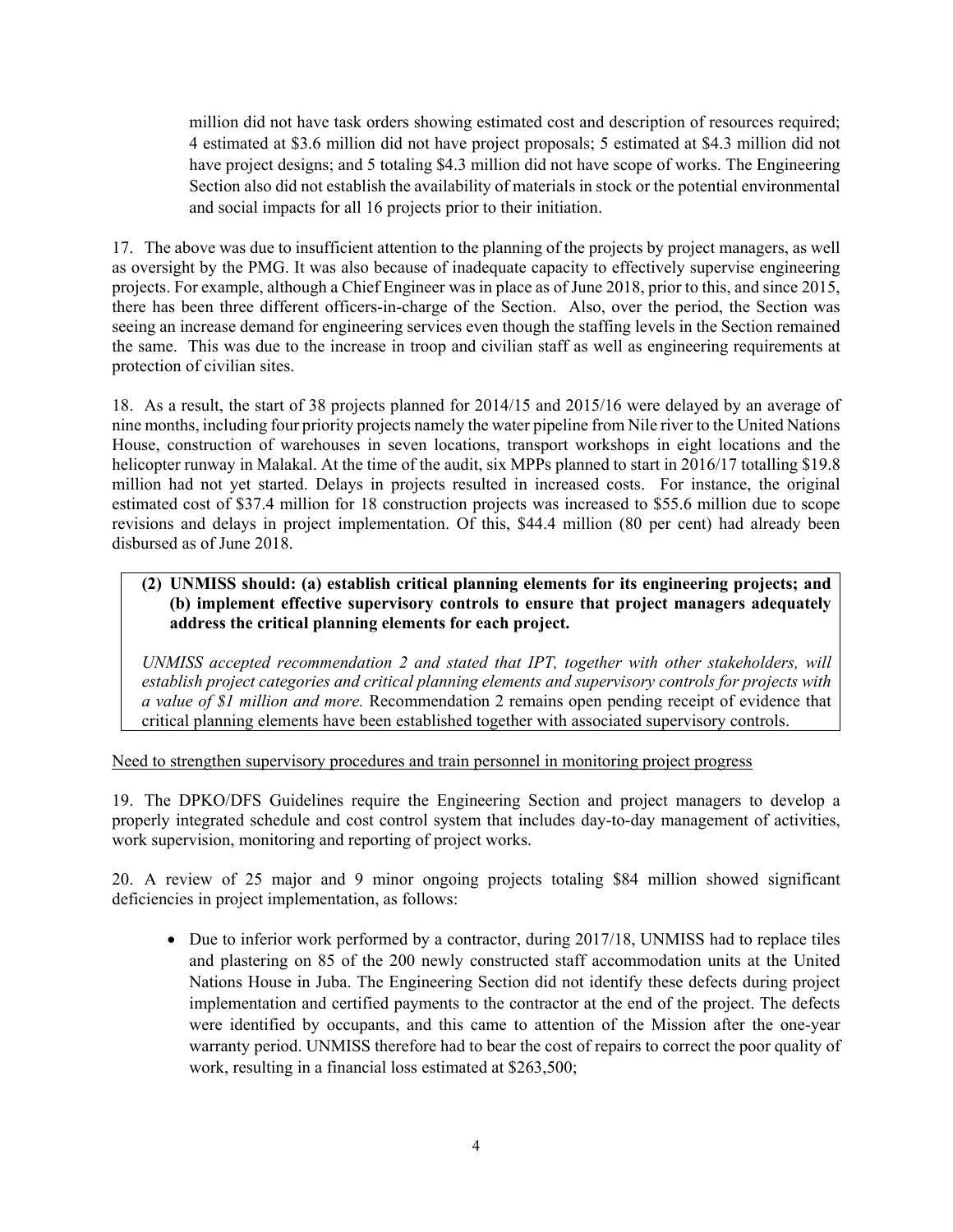million did not have task orders showing estimated cost and description of resources required; 4 estimated at \$3.6 million did not have project proposals; 5 estimated at \$4.3 million did not have project designs; and 5 totaling \$4.3 million did not have scope of works. The Engineering Section also did not establish the availability of materials in stock or the potential environmental and social impacts for all 16 projects prior to their initiation.

17. The above was due to insufficient attention to the planning of the projects by project managers, as well as oversight by the PMG. It was also because of inadequate capacity to effectively supervise engineering projects. For example, although a Chief Engineer was in place as of June 2018, prior to this, and since 2015, there has been three different officers-in-charge of the Section. Also, over the period, the Section was seeing an increase demand for engineering services even though the staffing levels in the Section remained the same. This was due to the increase in troop and civilian staff as well as engineering requirements at protection of civilian sites.

18. As a result, the start of 38 projects planned for 2014/15 and 2015/16 were delayed by an average of nine months, including four priority projects namely the water pipeline from Nile river to the United Nations House, construction of warehouses in seven locations, transport workshops in eight locations and the helicopter runway in Malakal. At the time of the audit, six MPPs planned to start in 2016/17 totalling \$19.8 million had not yet started. Delays in projects resulted in increased costs. For instance, the original estimated cost of \$37.4 million for 18 construction projects was increased to \$55.6 million due to scope revisions and delays in project implementation. Of this, \$44.4 million (80 per cent) had already been disbursed as of June 2018.

> **(2) UNMISS should: (a) establish critical planning elements for its engineering projects; and (b) implement effective supervisory controls to ensure that project managers adequately address the critical planning elements for each project.**
>
> *UNMISS accepted recommendation 2 and stated that IPT, together with other stakeholders, will establish project categories and critical planning elements and supervisory controls for projects with a value of \$1 million and more.* Recommendation 2 remains open pending receipt of evidence that critical planning elements have been established together with associated supervisory controls.

Need to strengthen supervisory procedures and train personnel in monitoring project progress

19. The DPKO/DFS Guidelines require the Engineering Section and project managers to develop a properly integrated schedule and cost control system that includes day-to-day management of activities, work supervision, monitoring and reporting of project works.

20. A review of 25 major and 9 minor ongoing projects totaling \$84 million showed significant deficiencies in project implementation, as follows:

- Due to inferior work performed by a contractor, during 2017/18, UNMISS had to replace tiles and plastering on 85 of the 200 newly constructed staff accommodation units at the United Nations House in Juba. The Engineering Section did not identify these defects during project implementation and certified payments to the contractor at the end of the project. The defects were identified by occupants, and this came to attention of the Mission after the one-year warranty period. UNMISS therefore had to bear the cost of repairs to correct the poor quality of work, resulting in a financial loss estimated at \$263,500;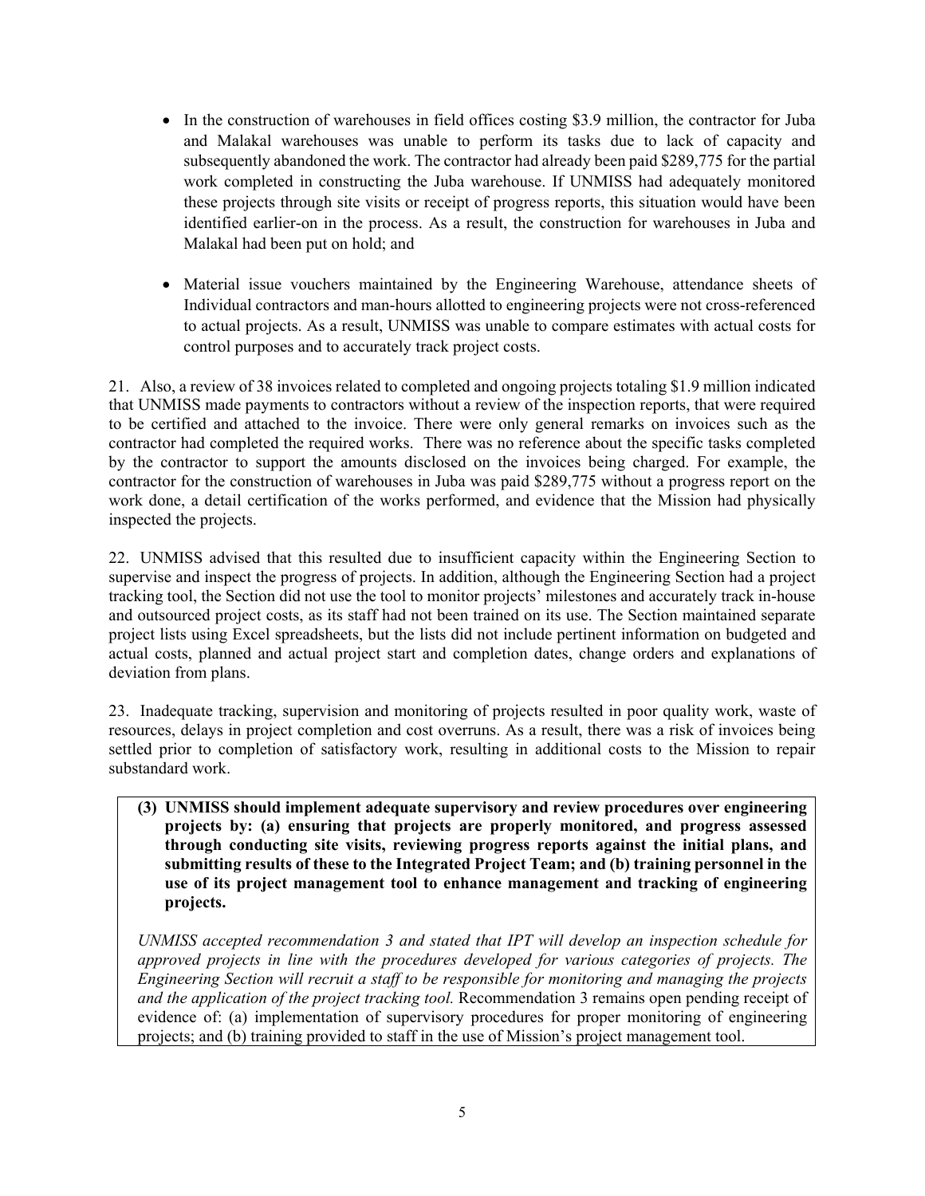- In the construction of warehouses in field offices costing $3.9 million, the contractor for Juba and Malakal warehouses was unable to perform its tasks due to lack of capacity and subsequently abandoned the work. The contractor had already been paid $289,775 for the partial work completed in constructing the Juba warehouse. If UNMISS had adequately monitored these projects through site visits or receipt of progress reports, this situation would have been identified earlier-on in the process. As a result, the construction for warehouses in Juba and Malakal had been put on hold; and

- Material issue vouchers maintained by the Engineering Warehouse, attendance sheets of Individual contractors and man-hours allotted to engineering projects were not cross-referenced to actual projects. As a result, UNMISS was unable to compare estimates with actual costs for control purposes and to accurately track project costs.

21. Also, a review of 38 invoices related to completed and ongoing projects totaling $1.9 million indicated that UNMISS made payments to contractors without a review of the inspection reports, that were required to be certified and attached to the invoice. There were only general remarks on invoices such as the contractor had completed the required works. There was no reference about the specific tasks completed by the contractor to support the amounts disclosed on the invoices being charged. For example, the contractor for the construction of warehouses in Juba was paid $289,775 without a progress report on the work done, a detail certification of the works performed, and evidence that the Mission had physically inspected the projects.

22. UNMISS advised that this resulted due to insufficient capacity within the Engineering Section to supervise and inspect the progress of projects. In addition, although the Engineering Section had a project tracking tool, the Section did not use the tool to monitor projects' milestones and accurately track in-house and outsourced project costs, as its staff had not been trained on its use. The Section maintained separate project lists using Excel spreadsheets, but the lists did not include pertinent information on budgeted and actual costs, planned and actual project start and completion dates, change orders and explanations of deviation from plans.

23. Inadequate tracking, supervision and monitoring of projects resulted in poor quality work, waste of resources, delays in project completion and cost overruns. As a result, there was a risk of invoices being settled prior to completion of satisfactory work, resulting in additional costs to the Mission to repair substandard work.

**(3) UNMISS should implement adequate supervisory and review procedures over engineering projects by: (a) ensuring that projects are properly monitored, and progress assessed through conducting site visits, reviewing progress reports against the initial plans, and submitting results of these to the Integrated Project Team; and (b) training personnel in the use of its project management tool to enhance management and tracking of engineering projects.**

*UNMISS accepted recommendation 3 and stated that IPT will develop an inspection schedule for approved projects in line with the procedures developed for various categories of projects. The Engineering Section will recruit a staff to be responsible for monitoring and managing the projects and the application of the project tracking tool.* Recommendation 3 remains open pending receipt of evidence of: (a) implementation of supervisory procedures for proper monitoring of engineering projects; and (b) training provided to staff in the use of Mission's project management tool.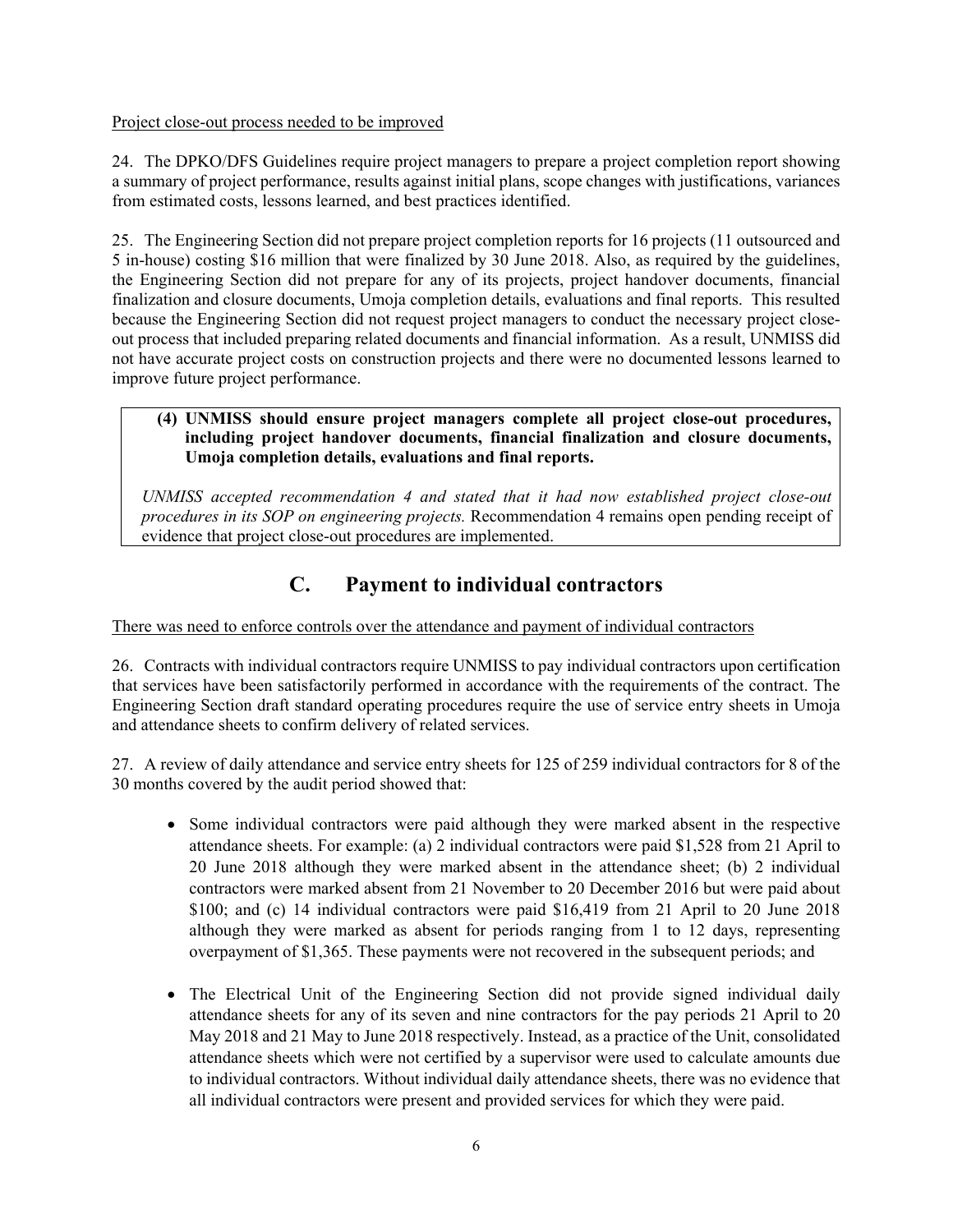Project close-out process needed to be improved

24. The DPKO/DFS Guidelines require project managers to prepare a project completion report showing a summary of project performance, results against initial plans, scope changes with justifications, variances from estimated costs, lessons learned, and best practices identified.

25. The Engineering Section did not prepare project completion reports for 16 projects (11 outsourced and 5 in-house) costing $16 million that were finalized by 30 June 2018. Also, as required by the guidelines, the Engineering Section did not prepare for any of its projects, project handover documents, financial finalization and closure documents, Umoja completion details, evaluations and final reports. This resulted because the Engineering Section did not request project managers to conduct the necessary project close-out process that included preparing related documents and financial information. As a result, UNMISS did not have accurate project costs on construction projects and there were no documented lessons learned to improve future project performance.

> **(4) UNMISS should ensure project managers complete all project close-out procedures, including project handover documents, financial finalization and closure documents, Umoja completion details, evaluations and final reports.**
>
> *UNMISS accepted recommendation 4 and stated that it had now established project close-out procedures in its SOP on engineering projects.* Recommendation 4 remains open pending receipt of evidence that project close-out procedures are implemented.

## C. Payment to individual contractors

There was need to enforce controls over the attendance and payment of individual contractors

26. Contracts with individual contractors require UNMISS to pay individual contractors upon certification that services have been satisfactorily performed in accordance with the requirements of the contract. The Engineering Section draft standard operating procedures require the use of service entry sheets in Umoja and attendance sheets to confirm delivery of related services.

27. A review of daily attendance and service entry sheets for 125 of 259 individual contractors for 8 of the 30 months covered by the audit period showed that:

- Some individual contractors were paid although they were marked absent in the respective attendance sheets. For example: (a) 2 individual contractors were paid $1,528 from 21 April to 20 June 2018 although they were marked absent in the attendance sheet; (b) 2 individual contractors were marked absent from 21 November to 20 December 2016 but were paid about $100; and (c) 14 individual contractors were paid $16,419 from 21 April to 20 June 2018 although they were marked as absent for periods ranging from 1 to 12 days, representing overpayment of $1,365. These payments were not recovered in the subsequent periods; and

- The Electrical Unit of the Engineering Section did not provide signed individual daily attendance sheets for any of its seven and nine contractors for the pay periods 21 April to 20 May 2018 and 21 May to June 2018 respectively. Instead, as a practice of the Unit, consolidated attendance sheets which were not certified by a supervisor were used to calculate amounts due to individual contractors. Without individual daily attendance sheets, there was no evidence that all individual contractors were present and provided services for which they were paid.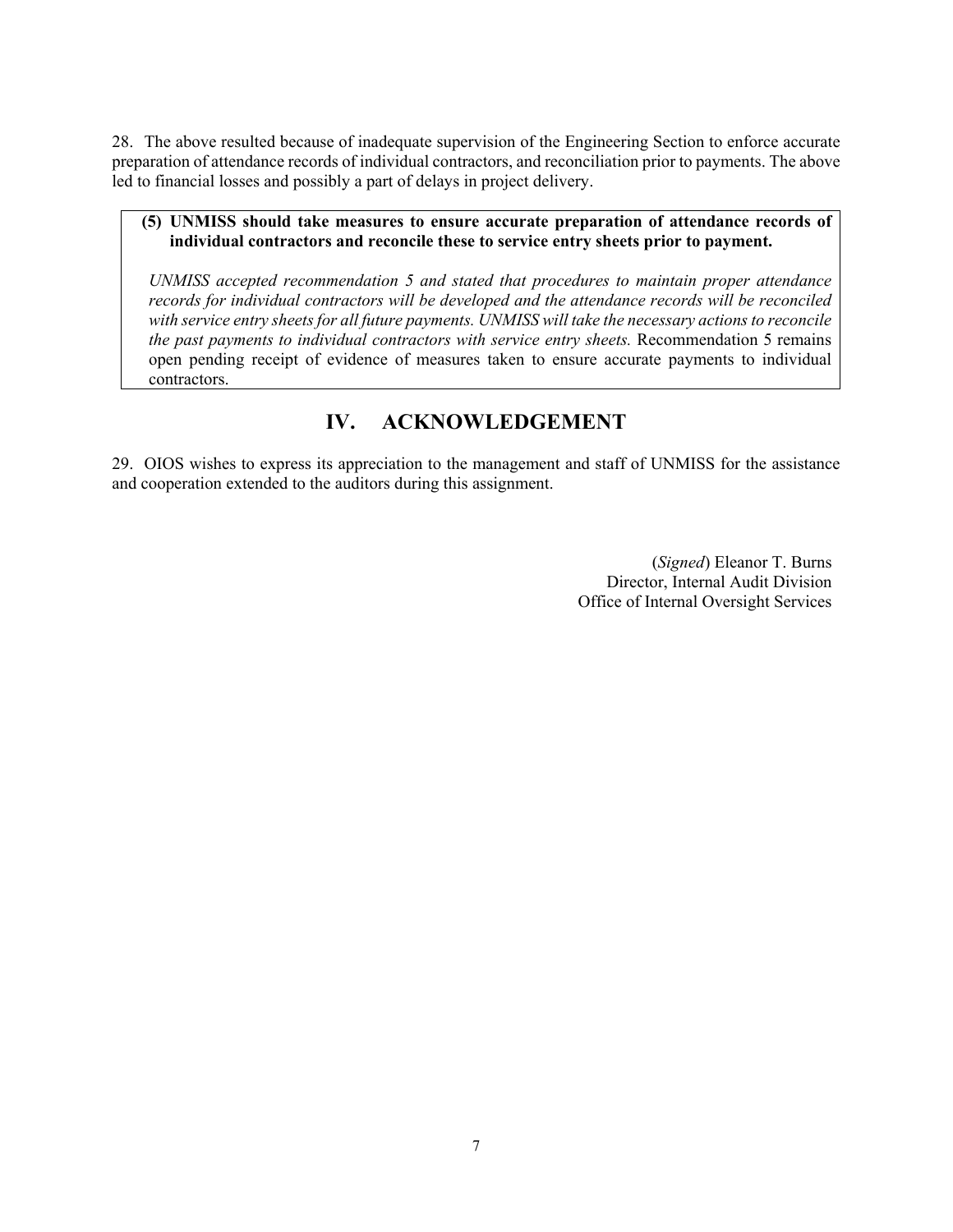28. The above resulted because of inadequate supervision of the Engineering Section to enforce accurate preparation of attendance records of individual contractors, and reconciliation prior to payments. The above led to financial losses and possibly a part of delays in project delivery.

> **(5) UNMISS should take measures to ensure accurate preparation of attendance records of individual contractors and reconcile these to service entry sheets prior to payment.**
>
> *UNMISS accepted recommendation 5 and stated that procedures to maintain proper attendance records for individual contractors will be developed and the attendance records will be reconciled with service entry sheets for all future payments. UNMISS will take the necessary actions to reconcile the past payments to individual contractors with service entry sheets.* Recommendation 5 remains open pending receipt of evidence of measures taken to ensure accurate payments to individual contractors.

## IV. ACKNOWLEDGEMENT

29. OIOS wishes to express its appreciation to the management and staff of UNMISS for the assistance and cooperation extended to the auditors during this assignment.

(*Signed*) Eleanor T. Burns
Director, Internal Audit Division
Office of Internal Oversight Services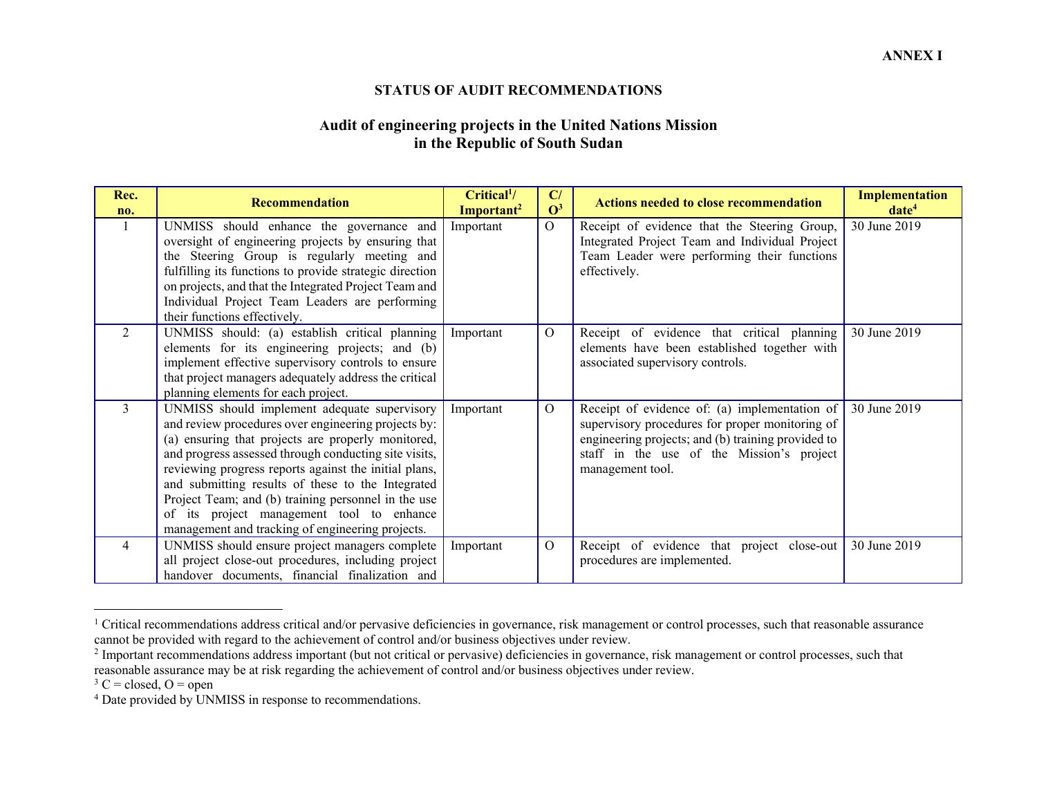**ANNEX I**

## STATUS OF AUDIT RECOMMENDATIONS

## Audit of engineering projects in the United Nations Mission in the Republic of South Sudan

| Rec. no. | Recommendation | Critical[1]/ Important[2] | C/ O[3] | Actions needed to close recommendation | Implementation date[4] |
|---|---|---|---|---|---|
| 1 | UNMISS should enhance the governance and oversight of engineering projects by ensuring that the Steering Group is regularly meeting and fulfilling its functions to provide strategic direction on projects, and that the Integrated Project Team and Individual Project Team Leaders are performing their functions effectively. | Important | O | Receipt of evidence that the Steering Group, Integrated Project Team and Individual Project Team Leader were performing their functions effectively. | 30 June 2019 |
| 2 | UNMISS should: (a) establish critical planning elements for its engineering projects; and (b) implement effective supervisory controls to ensure that project managers adequately address the critical planning elements for each project. | Important | O | Receipt of evidence that critical planning elements have been established together with associated supervisory controls. | 30 June 2019 |
| 3 | UNMISS should implement adequate supervisory and review procedures over engineering projects by: (a) ensuring that projects are properly monitored, and progress assessed through conducting site visits, reviewing progress reports against the initial plans, and submitting results of these to the Integrated Project Team; and (b) training personnel in the use of its project management tool to enhance management and tracking of engineering projects. | Important | O | Receipt of evidence of: (a) implementation of supervisory procedures for proper monitoring of engineering projects; and (b) training provided to staff in the use of the Mission's project management tool. | 30 June 2019 |
| 4 | UNMISSS should ensure project managers complete all project close-out procedures, including project handover documents, financial finalization and | Important | O | Receipt of evidence that project close-out procedures are implemented. | 30 June 2019 |

[1] Critical recommendations address critical and/or pervasive deficiencies in governance, risk management or control processes, such that reasonable assurance cannot be provided with regard to the achievement of control and/or business objectives under review.

[2] Important recommendations address important (but not critical or pervasive) deficiencies in governance, risk management or control processes, such that reasonable assurance may be at risk regarding the achievement of control and/or business objectives under review.

[3] C = closed, O = open

[4] Date provided by UNMISS in response to recommendations.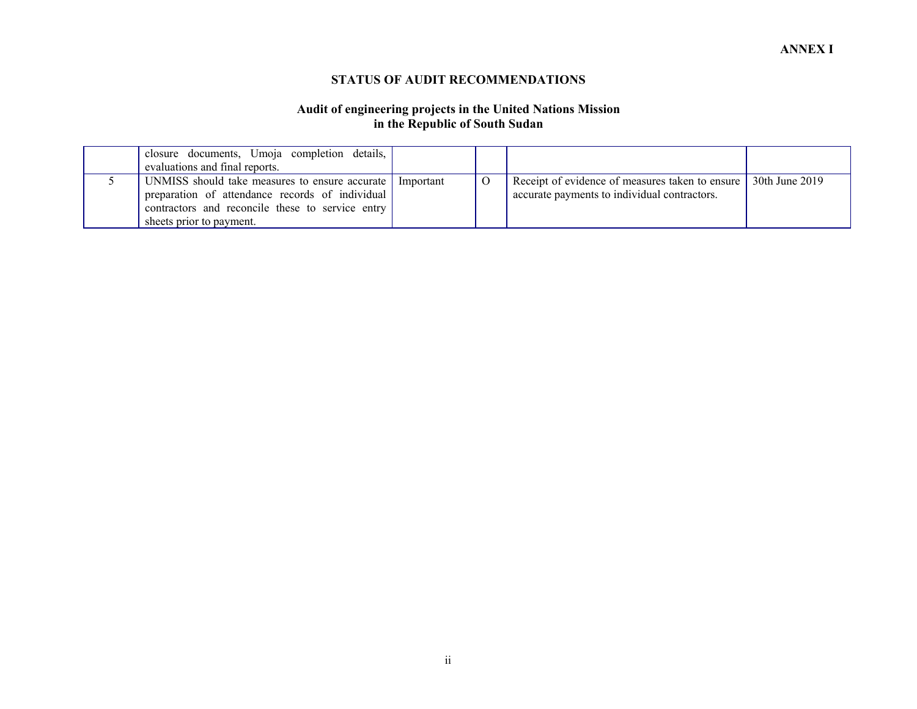**ANNEX I**

**STATUS OF AUDIT RECOMMENDATIONS**

**Audit of engineering projects in the United Nations Mission in the Republic of South Sudan**

| | | | | | |
|---|---|---|---|---|---|
| | closure documents, Umoja completion details, evaluations and final reports. | | | | |
| 5 | UNMISS should take measures to ensure accurate preparation of attendance records of individual contractors and reconcile these to service entry sheets prior to payment. | Important | O | Receipt of evidence of measures taken to ensure accurate payments to individual contractors. | 30th June 2019 |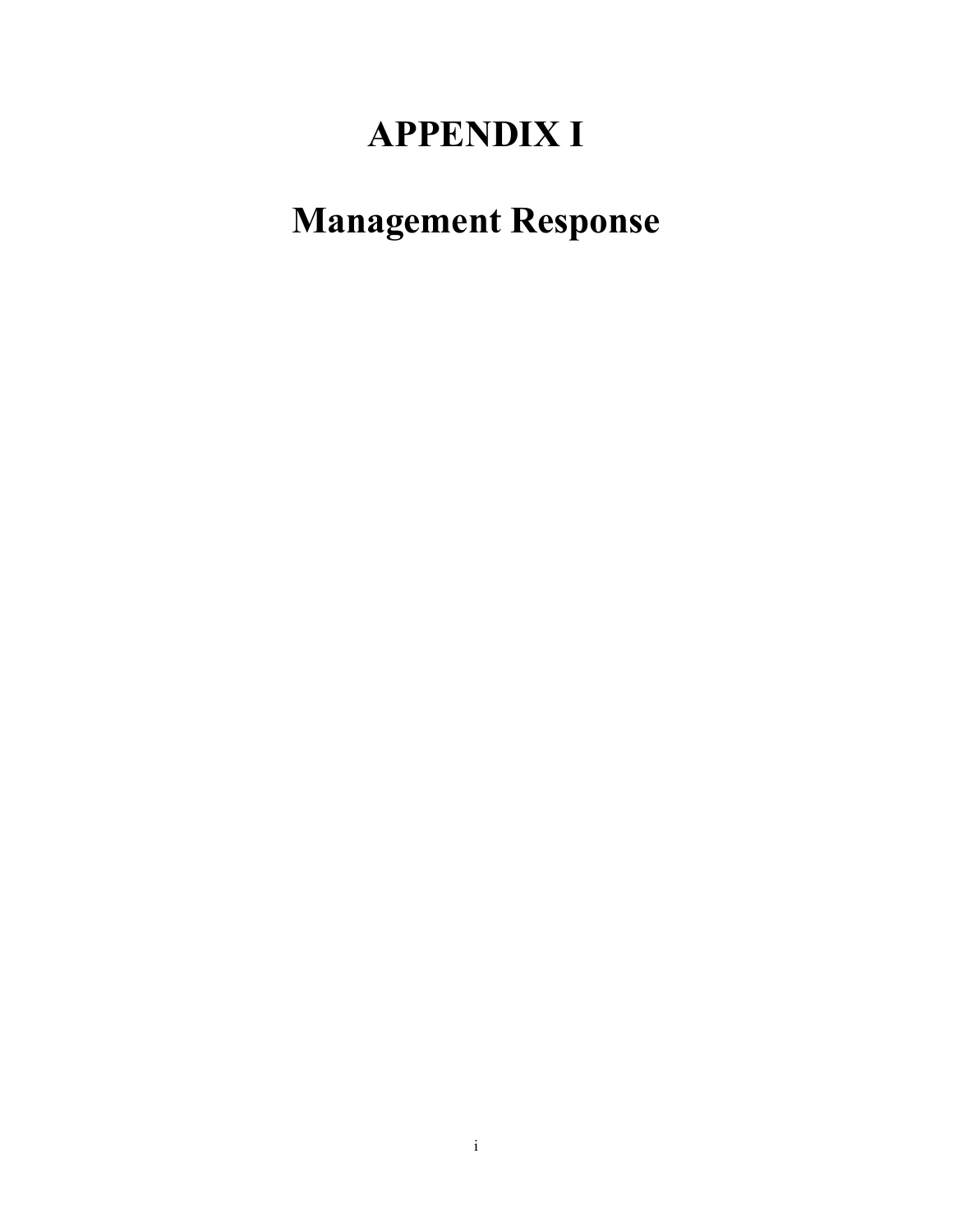# APPENDIX I

# Management Response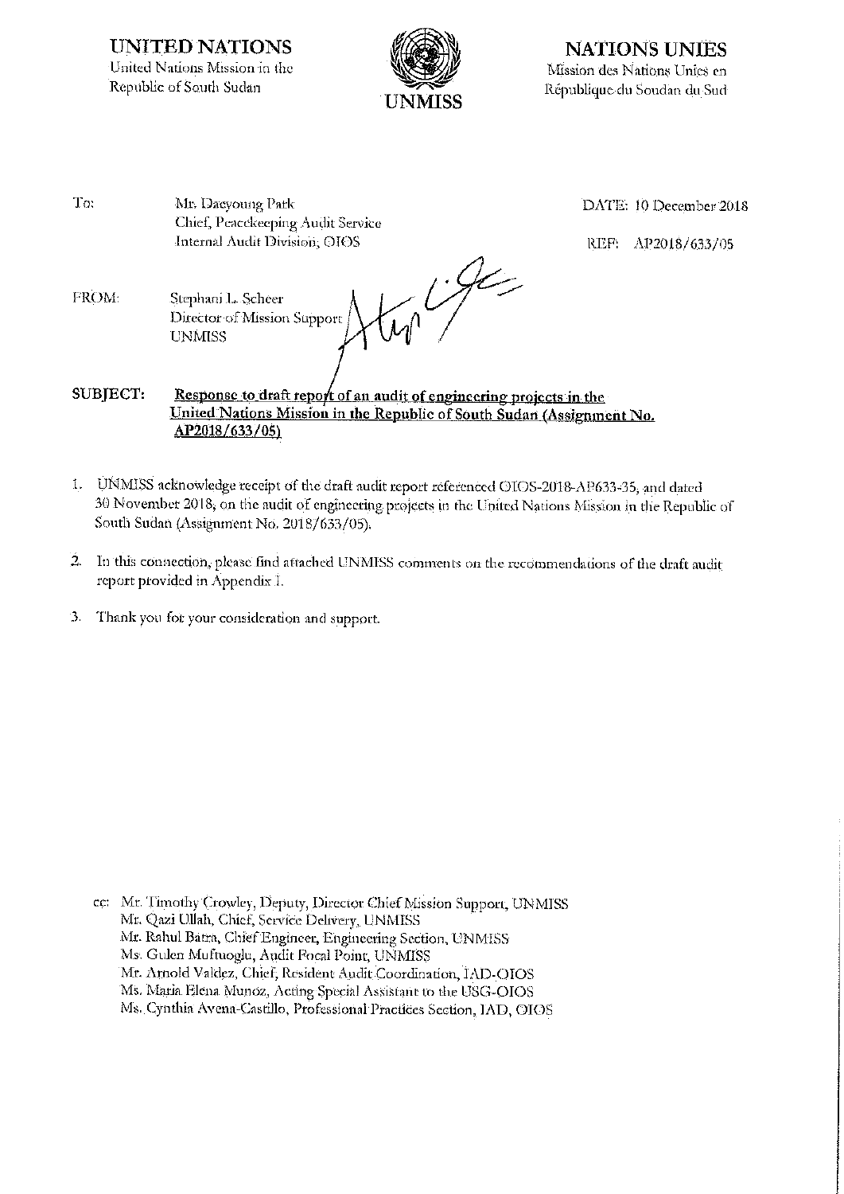**UNITED NATIONS**
United Nations Mission in the
Republic of South Sudan

**UNMISS**

**NATIONS UNIES**
Mission des Nations Unies en
République du Soudan du Sud

To: Mr. Daeyoung Park
Chief, Peacekeeping Audit Service
Internal Audit Division, OIOS

DATE: 10 December 2018

REF: AP2018/633/05

FROM: Stephani L. Scheer
Director of Mission Support
UNMISS

**SUBJECT: Response to draft report of an audit of engineering projects in the United Nations Mission in the Republic of South Sudan (Assignment No. AP2018/633/05)**

1. UNMISS acknowledge receipt of the draft audit report referenced OIOS-2018-AP633-35, and dated 30 November 2018, on the audit of engineering projects in the United Nations Mission in the Republic of South Sudan (Assignment No. 2018/633/05).

2. In this connection, please find attached UNMISS comments on the recommendations of the draft audit report provided in Appendix I.

3. Thank you for your consideration and support.

cc: Mr. Timothy Crowley, Deputy, Director Chief Mission Support, UNMISS
Mr. Qazi Ullah, Chief, Service Delivery, UNMISS
Mr. Rahul Batra, Chief Engineer, Engineering Section, UNMISS
Ms. Gulen Muftuoglu, Audit Focal Point, UNMISS
Mr. Arnold Valdez, Chief, Resident Audit Coordination, IAD-OIOS
Ms. Maria Elena Munoz, Acting Special Assistant to the USG-OIOS
Ms. Cynthia Avena-Castillo, Professional Practices Section, IAD, OIOS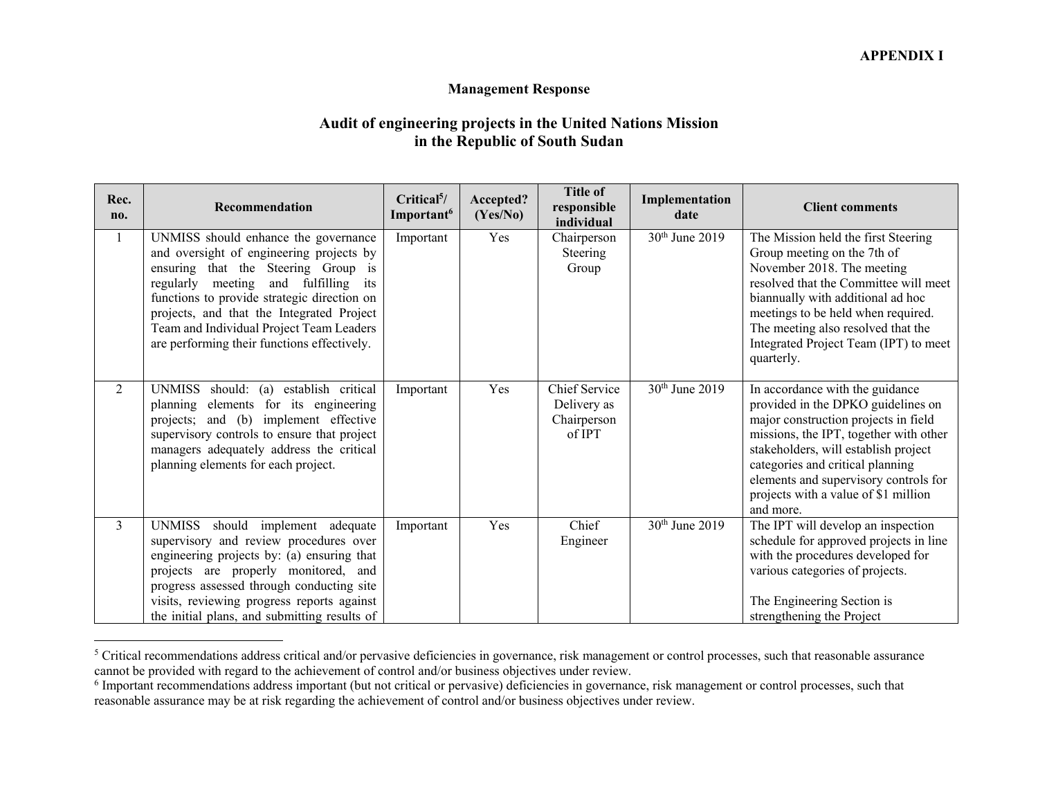**APPENDIX I**

**Management Response**

## Audit of engineering projects in the United Nations Mission in the Republic of South Sudan

| Rec. no. | Recommendation | Critical[5]/ Important[6] | Accepted? (Yes/No) | Title of responsible individual | Implementation date | Client comments |
|---|---|---|---|---|---|---|
| 1 | UNMISS should enhance the governance and oversight of engineering projects by ensuring that the Steering Group is regularly meeting and fulfilling its functions to provide strategic direction on projects, and that the Integrated Project Team and Individual Project Team Leaders are performing their functions effectively. | Important | Yes | Chairperson Steering Group | 30th June 2019 | The Mission held the first Steering Group meeting on the 7th of November 2018. The meeting resolved that the Committee will meet biannually with additional ad hoc meetings to be held when required. The meeting also resolved that the Integrated Project Team (IPT) to meet quarterly. |
| 2 | UNMISS should: (a) establish critical planning elements for its engineering projects; and (b) implement effective supervisory controls to ensure that project managers adequately address the critical planning elements for each project. | Important | Yes | Chief Service Delivery as Chairperson of IPT | 30th June 2019 | In accordance with the guidance provided in the DPKO guidelines on major construction projects in field missions, the IPT, together with other stakeholders, will establish project categories and critical planning elements and supervisory controls for projects with a value of $1 million and more. |
| 3 | UNMISS should implement adequate supervisory and review procedures over engineering projects by: (a) ensuring that projects are properly monitored, and progress assessed through conducting site visits, reviewing progress reports against the initial plans, and submitting results of | Important | Yes | Chief Engineer | 30th June 2019 | The IPT will develop an inspection schedule for approved projects in line with the procedures developed for various categories of projects.<br><br>The Engineering Section is strengthening the Project |

[5] Critical recommendations address critical and/or pervasive deficiencies in governance, risk management or control processes, such that reasonable assurance cannot be provided with regard to the achievement of control and/or business objectives under review.

[6] Important recommendations address important (but not critical or pervasive) deficiencies in governance, risk management or control processes, such that reasonable assurance may be at risk regarding the achievement of control and/or business objectives under review.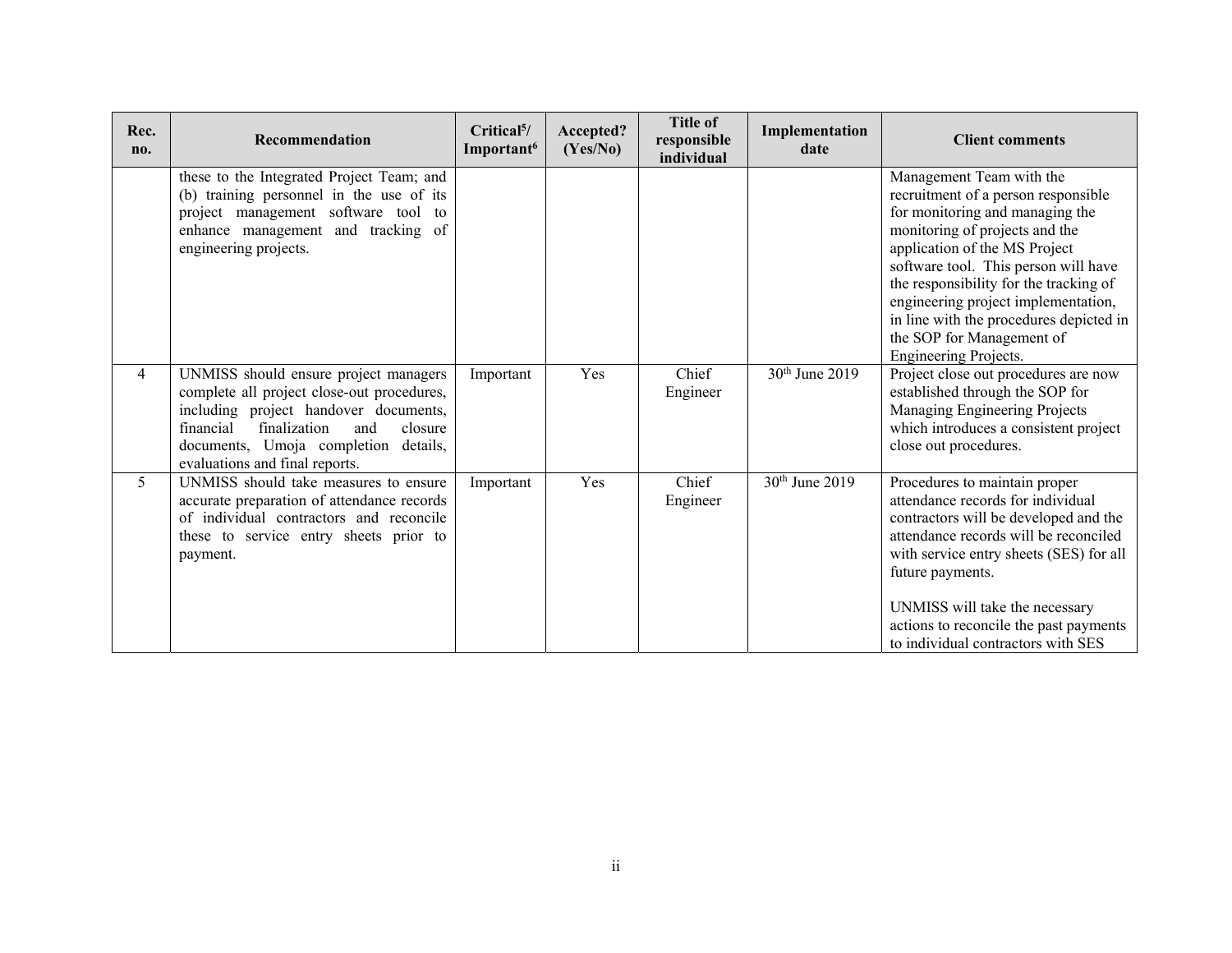| Rec. no. | Recommendation | Critical[5]/ Important[6] | Accepted? (Yes/No) | Title of responsible individual | Implementation date | Client comments |
|---|---|---|---|---|---|---|
| | these to the Integrated Project Team; and (b) training personnel in the use of its project management software tool to enhance management and tracking of engineering projects. | | | | | Management Team with the recruitment of a person responsible for monitoring and managing the monitoring of projects and the application of the MS Project software tool. This person will have the responsibility for the tracking of engineering project implementation, in line with the procedures depicted in the SOP for Management of Engineering Projects. |
| 4 | UNMISS should ensure project managers complete all project close-out procedures, including project handover documents, financial finalization and closure documents, Umoja completion details, evaluations and final reports. | Important | Yes | Chief Engineer | 30th June 2019 | Project close out procedures are now established through the SOP for Managing Engineering Projects which introduces a consistent project close out procedures. |
| 5 | UNMISS should take measures to ensure accurate preparation of attendance records of individual contractors and reconcile these to service entry sheets prior to payment. | Important | Yes | Chief Engineer | 30th June 2019 | Procedures to maintain proper attendance records for individual contractors will be developed and the attendance records will be reconciled with service entry sheets (SES) for all future payments.<br><br>UNMISS will take the necessary actions to reconcile the past payments to individual contractors with SES |